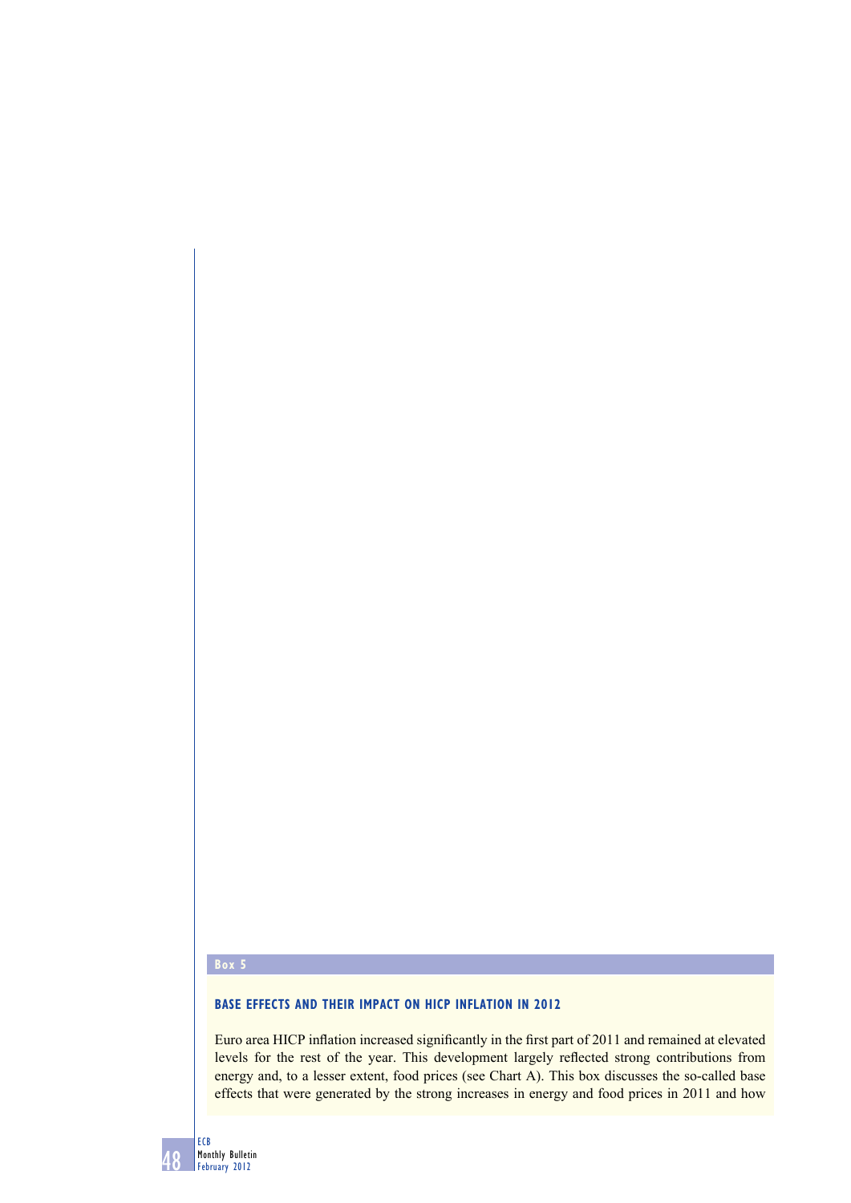**Box 5**

## BASE EFFECTS AND THEIR IMPACT ON HICP INFLATION IN 2012

Euro area HICP inflation increased significantly in the first part of 2011 and remained at elevated levels for the rest of the year. This development largely reflected strong contributions from energy and, to a lesser extent, food prices (see Chart A). This box discusses the so-called base effects that were generated by the strong increases in energy and food prices in 2011 and how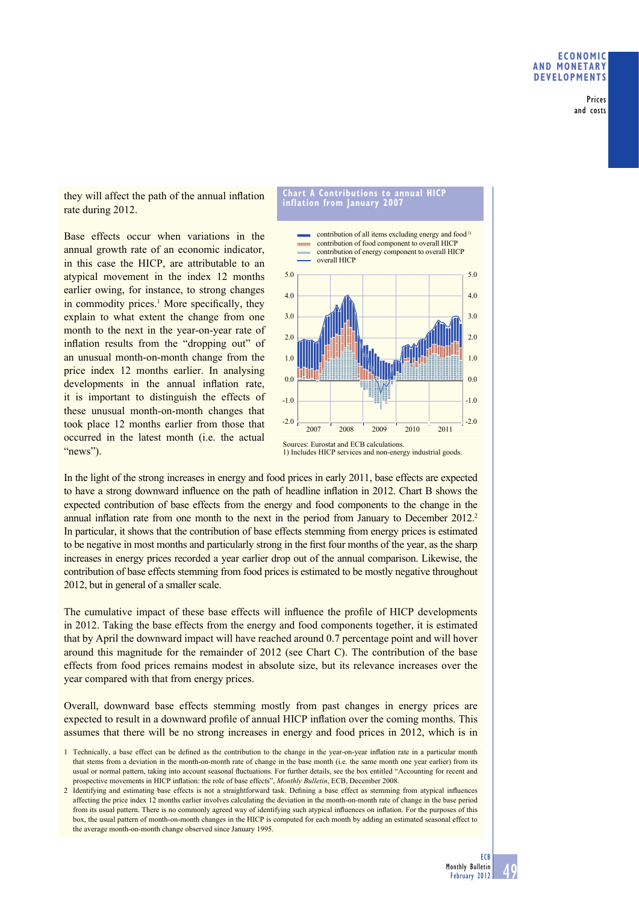they will affect the path of the annual inflation rate during 2012.

Base effects occur when variations in the annual growth rate of an economic indicator, in this case the HICP, are attributable to an atypical movement in the index 12 months earlier owing, for instance, to strong changes in commodity prices.[1] More specifically, they explain to what extent the change from one month to the next in the year-on-year rate of inflation results from the "dropping out" of an unusual month-on-month change from the price index 12 months earlier. In analysing developments in the annual inflation rate, it is important to distinguish the effects of these unusual month-on-month changes that took place 12 months earlier from those that occurred in the latest month (i.e. the actual "news").

**Chart A Contributions to annual HICP inflation from January 2007**

- contribution of all items excluding energy and food[1)]
- contribution of food component to overall HICP
- contribution of energy component to overall HICP
- overall HICP

Sources: Eurostat and ECB calculations.
1) Includes HICP services and non-energy industrial goods.

In the light of the strong increases in energy and food prices in early 2011, base effects are expected to have a strong downward influence on the path of headline inflation in 2012. Chart B shows the expected contribution of base effects from the energy and food components to the change in the annual inflation rate from one month to the next in the period from January to December 2012.[2] In particular, it shows that the contribution of base effects stemming from energy prices is estimated to be negative in most months and particularly strong in the first four months of the year, as the sharp increases in energy prices recorded a year earlier drop out of the annual comparison. Likewise, the contribution of base effects stemming from food prices is estimated to be mostly negative throughout 2012, but in general of a smaller scale.

The cumulative impact of these base effects will influence the profile of HICP developments in 2012. Taking the base effects from the energy and food components together, it is estimated that by April the downward impact will have reached around 0.7 percentage point and will hover around this magnitude for the remainder of 2012 (see Chart C). The contribution of the base effects from food prices remains modest in absolute size, but its relevance increases over the year compared with that from energy prices.

Overall, downward base effects stemming mostly from past changes in energy prices are expected to result in a downward profile of annual HICP inflation over the coming months. This assumes that there will be no strong increases in energy and food prices in 2012, which is in

1 Technically, a base effect can be defined as the contribution to the change in the year-on-year inflation rate in a particular month that stems from a deviation in the month-on-month rate of change in the base month (i.e. the same month one year earlier) from its usual or normal pattern, taking into account seasonal fluctuations. For further details, see the box entitled "Accounting for recent and prospective movements in HICP inflation: the role of base effects", *Monthly Bulletin*, ECB, December 2008.

2 Identifying and estimating base effects is not a straightforward task. Defining a base effect as stemming from atypical influences affecting the price index 12 months earlier involves calculating the deviation in the month-on-month rate of change in the base period from its usual pattern. There is no commonly agreed way of identifying such atypical influences on inflation. For the purposes of this box, the usual pattern of month-on-month changes in the HICP is computed for each month by adding an estimated seasonal effect to the average month-on-month change observed since January 1995.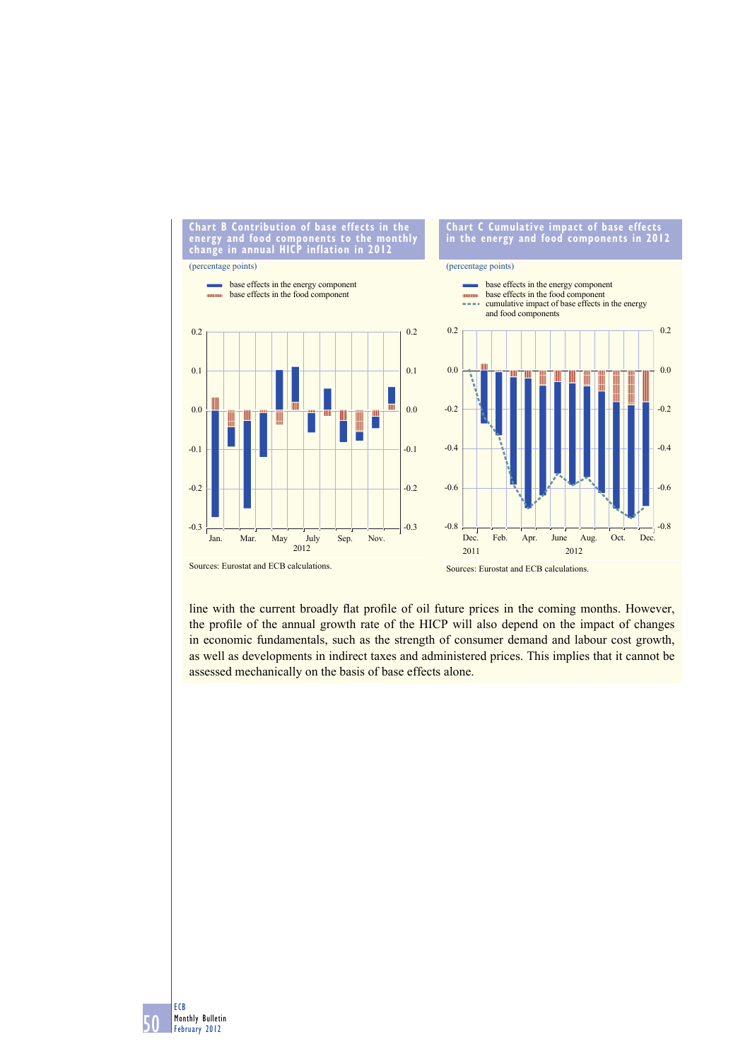**Chart B Contribution of base effects in the energy and food components to the monthly change in annual HICP inflation in 2012**

(percentage points)

base effects in the energy component
base effects in the food component

0.2
0.1
0.0
-0.1
-0.2
-0.3

Jan. Mar. May July Sep. Nov.
2012

Sources: Eurostat and ECB calculations.

**Chart C Cumulative impact of base effects in the energy and food components in 2012**

(percentage points)

base effects in the energy component
base effects in the food component
cumulative impact of base effects in the energy and food components

0.2
0.0
-0.2
-0.4
-0.6
-0.8

Dec. 2011 Feb. Apr. June Aug. Oct. Dec.
2012

Sources: Eurostat and ECB calculations.

line with the current broadly flat profile of oil future prices in the coming months. However, the profile of the annual growth rate of the HICP will also depend on the impact of changes in economic fundamentals, such as the strength of consumer demand and labour cost growth, as well as developments in indirect taxes and administered prices. This implies that it cannot be assessed mechanically on the basis of base effects alone.